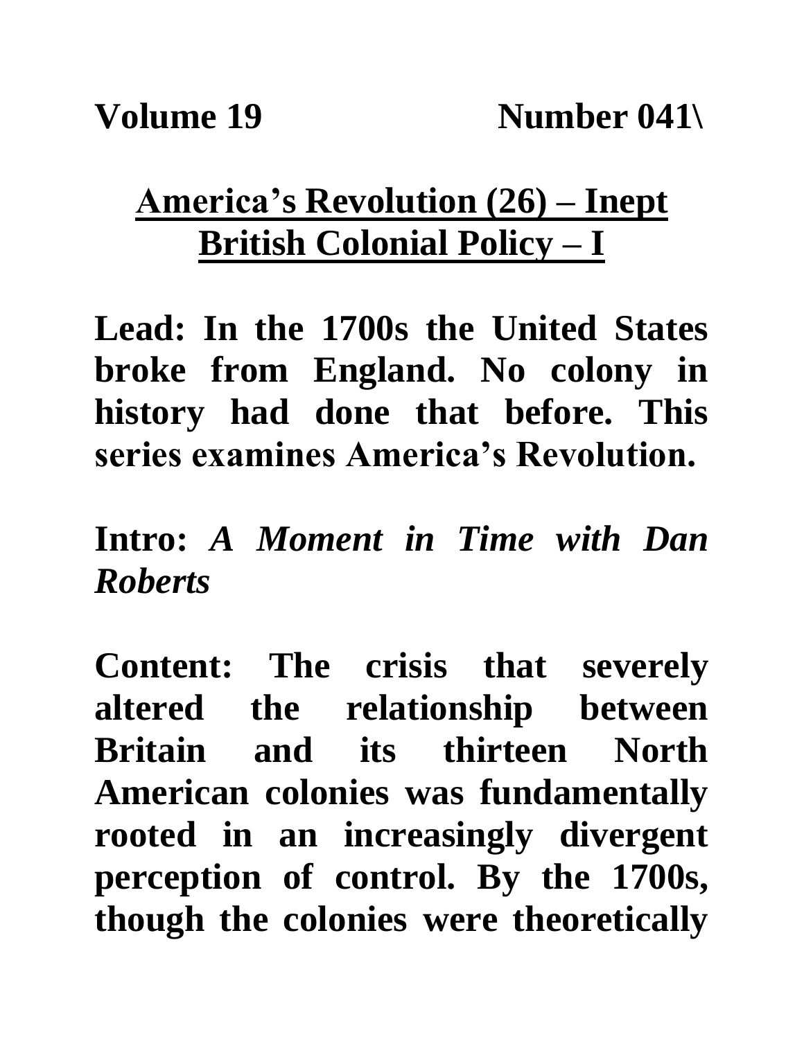**Volume 19 Number 041\**

# America's Revolution (26) – Inept British Colonial Policy – I

**Lead: In the 1700s the United States broke from England. No colony in history had done that before. This series examines America's Revolution.**

**Intro:** ***A Moment in Time with Dan Roberts***

**Content: The crisis that severely altered the relationship between Britain and its thirteen North American colonies was fundamentally rooted in an increasingly divergent perception of control. By the 1700s, though the colonies were theoretically**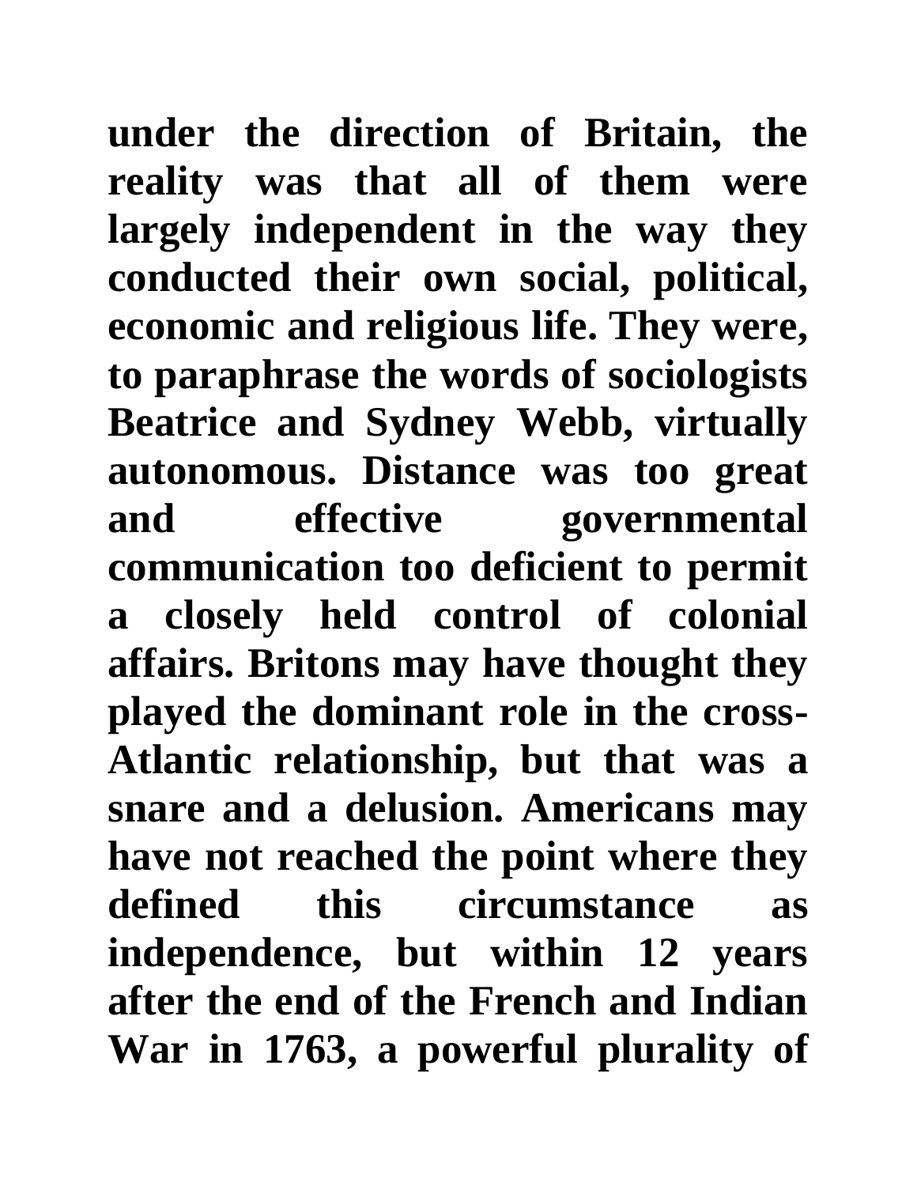**under the direction of Britain, the reality was that all of them were largely independent in the way they conducted their own social, political, economic and religious life. They were, to paraphrase the words of sociologists Beatrice and Sydney Webb, virtually autonomous. Distance was too great and effective governmental communication too deficient to permit a closely held control of colonial affairs. Britons may have thought they played the dominant role in the cross-Atlantic relationship, but that was a snare and a delusion. Americans may have not reached the point where they defined this circumstance as independence, but within 12 years after the end of the French and Indian War in 1763, a powerful plurality of**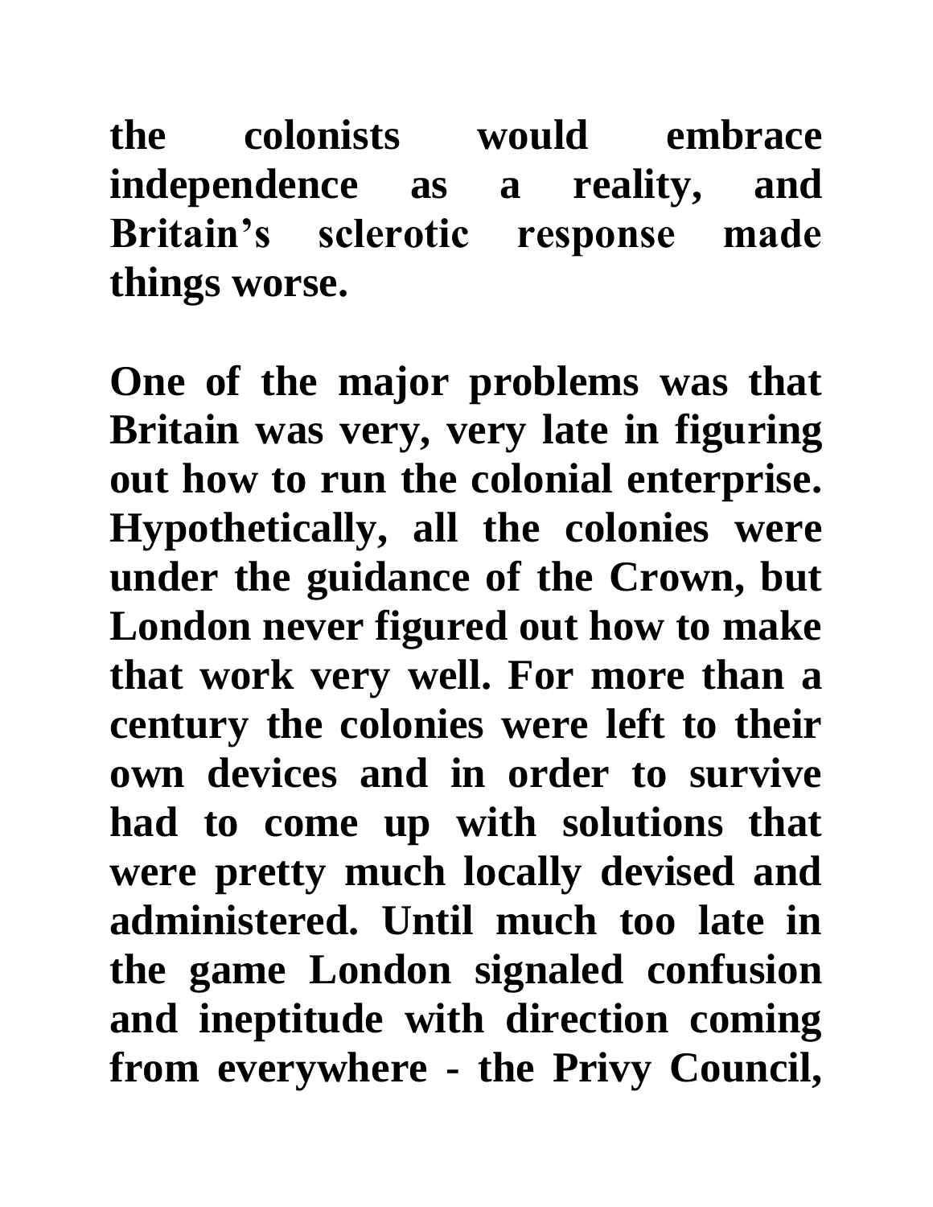the colonists would embrace independence as a reality, and Britain's sclerotic response made things worse.

One of the major problems was that Britain was very, very late in figuring out how to run the colonial enterprise. Hypothetically, all the colonies were under the guidance of the Crown, but London never figured out how to make that work very well. For more than a century the colonies were left to their own devices and in order to survive had to come up with solutions that were pretty much locally devised and administered. Until much too late in the game London signaled confusion and ineptitude with direction coming from everywhere - the Privy Council,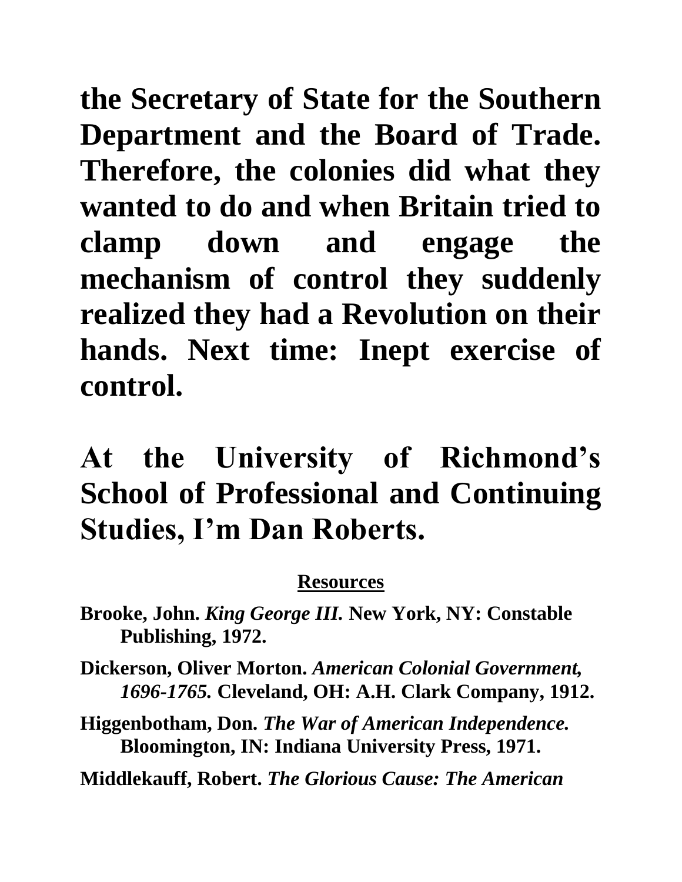**the Secretary of State for the Southern Department and the Board of Trade. Therefore, the colonies did what they wanted to do and when Britain tried to clamp down and engage the mechanism of control they suddenly realized they had a Revolution on their hands. Next time: Inept exercise of control.**

**At the University of Richmond's School of Professional and Continuing Studies, I'm Dan Roberts.**

**Resources**

**Brooke, John. *King George III.* New York, NY: Constable Publishing, 1972.**

**Dickerson, Oliver Morton. *American Colonial Government, 1696-1765.* Cleveland, OH: A.H. Clark Company, 1912.**

**Higgenbotham, Don. *The War of American Independence.* Bloomington, IN: Indiana University Press, 1971.**

**Middlekauff, Robert. *The Glorious Cause: The American***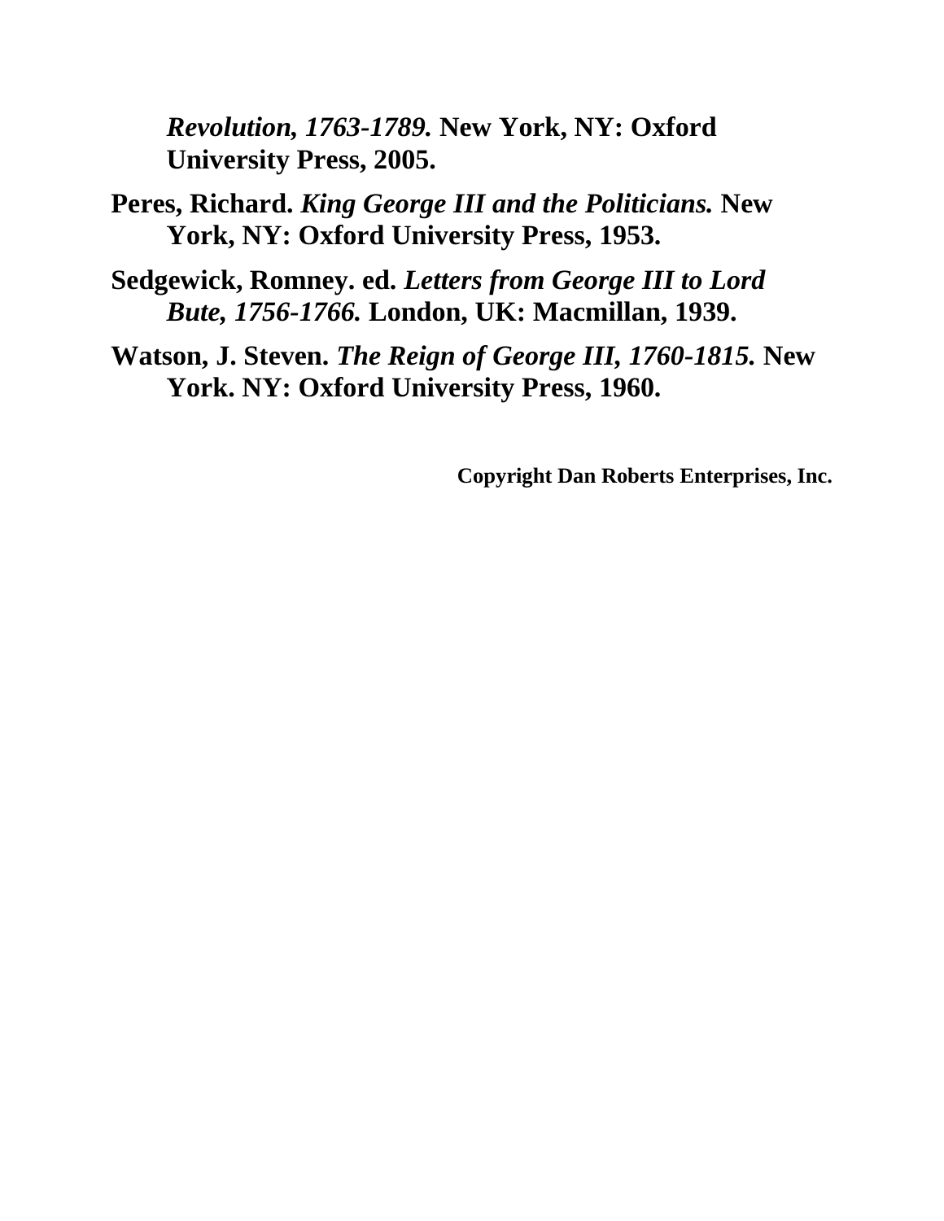*Revolution, 1763-1789.* **New York, NY: Oxford University Press, 2005.**

**Peres, Richard.** ***King George III and the Politicians.*** **New York, NY: Oxford University Press, 1953.**

**Sedgewick, Romney. ed.** ***Letters from George III to Lord Bute, 1756-1766.*** **London, UK: Macmillan, 1939.**

**Watson, J. Steven.** ***The Reign of George III, 1760-1815.*** **New York. NY: Oxford University Press, 1960.**

**Copyright Dan Roberts Enterprises, Inc.**